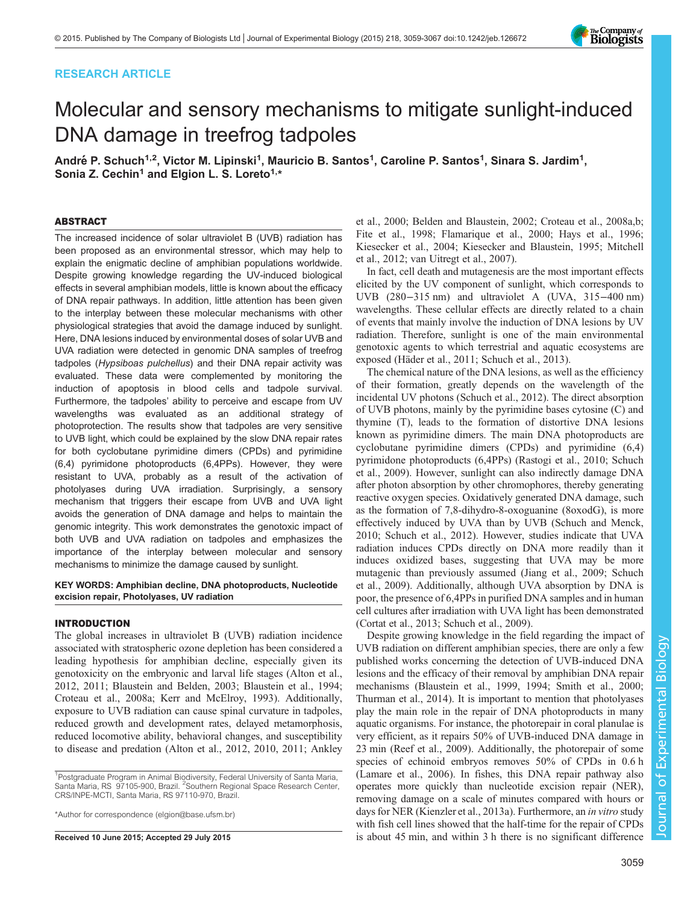RESEARCH ARTICLE

# Molecular and sensory mechanisms to mitigate sunlight-induced DNA damage in treefrog tadpoles

André P. Schuch[1,2], Victor M. Lipinski[1], Mauricio B. Santos[1], Caroline P. Santos[1], Sinara S. Jardim[1], Sonia Z. Cechin[1] and Elgion L. S. Loreto[1,*]

## ABSTRACT

The increased incidence of solar ultraviolet B (UVB) radiation has been proposed as an environmental stressor, which may help to explain the enigmatic decline of amphibian populations worldwide. Despite growing knowledge regarding the UV-induced biological effects in several amphibian models, little is known about the efficacy of DNA repair pathways. In addition, little attention has been given to the interplay between these molecular mechanisms with other physiological strategies that avoid the damage induced by sunlight. Here, DNA lesions induced by environmental doses of solar UVB and UVA radiation were detected in genomic DNA samples of treefrog tadpoles (*Hypsiboas pulchellus*) and their DNA repair activity was evaluated. These data were complemented by monitoring the induction of apoptosis in blood cells and tadpole survival. Furthermore, the tadpoles' ability to perceive and escape from UV wavelengths was evaluated as an additional strategy of photoprotection. The results show that tadpoles are very sensitive to UVB light, which could be explained by the slow DNA repair rates for both cyclobutane pyrimidine dimers (CPDs) and pyrimidine (6,4) pyrimidone photoproducts (6,4PPs). However, they were resistant to UVA, probably as a result of the activation of photolyases during UVA irradiation. Surprisingly, a sensory mechanism that triggers their escape from UVB and UVA light avoids the generation of DNA damage and helps to maintain the genomic integrity. This work demonstrates the genotoxic impact of both UVB and UVA radiation on tadpoles and emphasizes the importance of the interplay between molecular and sensory mechanisms to minimize the damage caused by sunlight.

**KEY WORDS: Amphibian decline, DNA photoproducts, Nucleotide excision repair, Photolyases, UV radiation**

## INTRODUCTION

The global increases in ultraviolet B (UVB) radiation incidence associated with stratospheric ozone depletion has been considered a leading hypothesis for amphibian decline, especially given its genotoxicity on the embryonic and larval life stages (Alton et al., 2012, 2011; Blaustein and Belden, 2003; Blaustein et al., 1994; Croteau et al., 2008a; Kerr and McElroy, 1993). Additionally, exposure to UVB radiation can cause spinal curvature in tadpoles, reduced growth and development rates, delayed metamorphosis, reduced locomotive ability, behavioral changes, and susceptibility to disease and predation (Alton et al., 2012, 2010, 2011; Ankley et al., 2000; Belden and Blaustein, 2002; Croteau et al., 2008a,b; Fite et al., 1998; Flamarique et al., 2000; Hays et al., 1996; Kiesecker et al., 2004; Kiesecker and Blaustein, 1995; Mitchell et al., 2012; van Uitregt et al., 2007).

In fact, cell death and mutagenesis are the most important effects elicited by the UV component of sunlight, which corresponds to UVB (280–315 nm) and ultraviolet A (UVA, 315–400 nm) wavelengths. These cellular effects are directly related to a chain of events that mainly involve the induction of DNA lesions by UV radiation. Therefore, sunlight is one of the main environmental genotoxic agents to which terrestrial and aquatic ecosystems are exposed (Häder et al., 2011; Schuch et al., 2013).

The chemical nature of the DNA lesions, as well as the efficiency of their formation, greatly depends on the wavelength of the incidental UV photons (Schuch et al., 2012). The direct absorption of UVB photons, mainly by the pyrimidine bases cytosine (C) and thymine (T), leads to the formation of distortive DNA lesions known as pyrimidine dimers. The main DNA photoproducts are cyclobutane pyrimidine dimers (CPDs) and pyrimidine (6,4) pyrimidone photoproducts (6,4PPs) (Rastogi et al., 2010; Schuch et al., 2009). However, sunlight can also indirectly damage DNA after photon absorption by other chromophores, thereby generating reactive oxygen species. Oxidatively generated DNA damage, such as the formation of 7,8-dihydro-8-oxoguanine (8oxodG), is more effectively induced by UVA than by UVB (Schuch and Menck, 2010; Schuch et al., 2012). However, studies indicate that UVA radiation induces CPDs directly on DNA more readily than it induces oxidized bases, suggesting that UVA may be more mutagenic than previously assumed (Jiang et al., 2009; Schuch et al., 2009). Additionally, although UVA absorption by DNA is poor, the presence of 6,4PPs in purified DNA samples and in human cell cultures after irradiation with UVA light has been demonstrated (Cortat et al., 2013; Schuch et al., 2009).

Despite growing knowledge in the field regarding the impact of UVB radiation on different amphibian species, there are only a few published works concerning the detection of UVB-induced DNA lesions and the efficacy of their removal by amphibian DNA repair mechanisms (Blaustein et al., 1999, 1994; Smith et al., 2000; Thurman et al., 2014). It is important to mention that photolyases play the main role in the repair of DNA photoproducts in many aquatic organisms. For instance, the photorepair in coral planulae is very efficient, as it repairs 50% of UVB-induced DNA damage in 23 min (Reef et al., 2009). Additionally, the photorepair of some species of echinoid embryos removes 50% of CPDs in 0.6 h (Lamare et al., 2006). In fishes, this DNA repair pathway also operates more quickly than nucleotide excision repair (NER), removing damage on a scale of minutes compared with hours or days for NER (Kienzler et al., 2013a). Furthermore, an *in vitro* study with fish cell lines showed that the half-time for the repair of CPDs is about 45 min, and within 3 h there is no significant difference

[1]Postgraduate Program in Animal Biodiversity, Federal University of Santa Maria, Santa Maria, RS 97105-900, Brazil. [2]Southern Regional Space Research Center, CRS/INPE-MCTI, Santa Maria, RS 97110-970, Brazil.

*Author for correspondence (elgion@base.ufsm.br)

Received 10 June 2015; Accepted 29 July 2015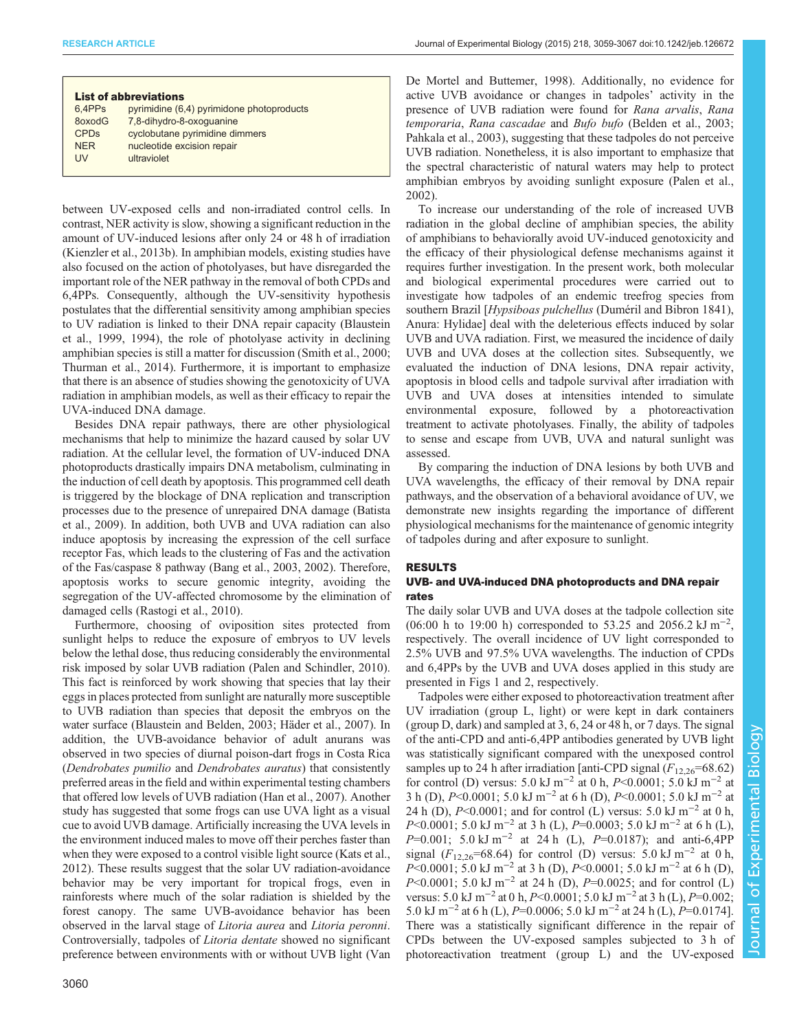**List of abbreviations**

| | |
|---|---|
| 6,4PPs | pyrimidine (6,4) pyrimidone photoproducts |
| 8oxodG | 7,8-dihydro-8-oxoguanine |
| CPDs | cyclobutane pyrimidine dimmers |
| NER | nucleotide excision repair |
| UV | ultraviolet |

between UV-exposed cells and non-irradiated control cells. In contrast, NER activity is slow, showing a significant reduction in the amount of UV-induced lesions after only 24 or 48 h of irradiation (Kienzler et al., 2013b). In amphibian models, existing studies have also focused on the action of photolyases, but have disregarded the important role of the NER pathway in the removal of both CPDs and 6,4PPs. Consequently, although the UV-sensitivity hypothesis postulates that the differential sensitivity among amphibian species to UV radiation is linked to their DNA repair capacity (Blaustein et al., 1999, 1994), the role of photolyase activity in declining amphibian species is still a matter for discussion (Smith et al., 2000; Thurman et al., 2014). Furthermore, it is important to emphasize that there is an absence of studies showing the genotoxicity of UVA radiation in amphibian models, as well as their efficacy to repair the UVA-induced DNA damage.

Besides DNA repair pathways, there are other physiological mechanisms that help to minimize the hazard caused by solar UV radiation. At the cellular level, the formation of UV-induced DNA photoproducts drastically impairs DNA metabolism, culminating in the induction of cell death by apoptosis. This programmed cell death is triggered by the blockage of DNA replication and transcription processes due to the presence of unrepaired DNA damage (Batista et al., 2009). In addition, both UVB and UVA radiation can also induce apoptosis by increasing the expression of the cell surface receptor Fas, which leads to the clustering of Fas and the activation of the Fas/caspase 8 pathway (Bang et al., 2003, 2002). Therefore, apoptosis works to secure genomic integrity, avoiding the segregation of the UV-affected chromosome by the elimination of damaged cells (Rastogi et al., 2010).

Furthermore, choosing of oviposition sites protected from sunlight helps to reduce the exposure of embryos to UV levels below the lethal dose, thus reducing considerably the environmental risk imposed by solar UVB radiation (Palen and Schindler, 2010). This fact is reinforced by work showing that species that lay their eggs in places protected from sunlight are naturally more susceptible to UVB radiation than species that deposit the embryos on the water surface (Blaustein and Belden, 2003; Häder et al., 2007). In addition, the UVB-avoidance behavior of adult anurans was observed in two species of diurnal poison-dart frogs in Costa Rica (*Dendrobates pumilio* and *Dendrobates auratus*) that consistently preferred areas in the field and within experimental testing chambers that offered low levels of UVB radiation (Han et al., 2007). Another study has suggested that some frogs can use UVA light as a visual cue to avoid UVB damage. Artificially increasing the UVA levels in the environment induced males to move off their perches faster than when they were exposed to a control visible light source (Kats et al., 2012). These results suggest that the solar UV radiation-avoidance behavior may be very important for tropical frogs, even in rainforests where much of the solar radiation is shielded by the forest canopy. The same UVB-avoidance behavior has been observed in the larval stage of *Litoria aurea* and *Litoria peronni*. Controversially, tadpoles of *Litoria dentate* showed no significant preference between environments with or without UVB light (Van De Mortel and Buttemer, 1998). Additionally, no evidence for active UVB avoidance or changes in tadpoles' activity in the presence of UVB radiation were found for *Rana arvalis*, *Rana temporaria*, *Rana cascadae* and *Bufo bufo* (Belden et al., 2003; Pahkala et al., 2003), suggesting that these tadpoles do not perceive UVB radiation. Nonetheless, it is also important to emphasize that the spectral characteristic of natural waters may help to protect amphibian embryos by avoiding sunlight exposure (Palen et al., 2002).

To increase our understanding of the role of increased UVB radiation in the global decline of amphibian species, the ability of amphibians to behaviorally avoid UV-induced genotoxicity and the efficacy of their physiological defense mechanisms against it requires further investigation. In the present work, both molecular and biological experimental procedures were carried out to investigate how tadpoles of an endemic treefrog species from southern Brazil [*Hypsiboas pulchellus* (Duméril and Bibron 1841), Anura: Hylidae] deal with the deleterious effects induced by solar UVB and UVA radiation. First, we measured the incidence of daily UVB and UVA doses at the collection sites. Subsequently, we evaluated the induction of DNA lesions, DNA repair activity, apoptosis in blood cells and tadpole survival after irradiation with UVB and UVA doses at intensities intended to simulate environmental exposure, followed by a photoreactivation treatment to activate photolyases. Finally, the ability of tadpoles to sense and escape from UVB, UVA and natural sunlight was assessed.

By comparing the induction of DNA lesions by both UVB and UVA wavelengths, the efficacy of their removal by DNA repair pathways, and the observation of a behavioral avoidance of UV, we demonstrate new insights regarding the importance of different physiological mechanisms for the maintenance of genomic integrity of tadpoles during and after exposure to sunlight.

## RESULTS

### UVB- and UVA-induced DNA photoproducts and DNA repair rates

The daily solar UVB and UVA doses at the tadpole collection site (06:00 h to 19:00 h) corresponded to 53.25 and 2056.2 kJ $m^{-2}$, respectively. The overall incidence of UV light corresponded to 2.5% UVB and 97.5% UVA wavelengths. The induction of CPDs and 6,4PPs by the UVB and UVA doses applied in this study are presented in Figs 1 and 2, respectively.

Tadpoles were either exposed to photoreactivation treatment after UV irradiation (group L, light) or were kept in dark containers (group D, dark) and sampled at 3, 6, 24 or 48 h, or 7 days. The signal of the anti-CPD and anti-6,4PP antibodies generated by UVB light was statistically significant compared with the unexposed control samples up to 24 h after irradiation [anti-CPD signal ($F_{12,26}$=68.62) for control (D) versus: 5.0 kJ $m^{-2}$ at 0 h, $P$<0.0001; 5.0 kJ $m^{-2}$ at 3 h (D), $P$<0.0001; 5.0 kJ $m^{-2}$ at 6 h (D), $P$<0.0001; 5.0 kJ $m^{-2}$ at 24 h (D), $P$<0.0001; and for control (L) versus: 5.0 kJ $m^{-2}$ at 0 h, $P$<0.0001; 5.0 kJ $m^{-2}$ at 3 h (L), $P$=0.0003; 5.0 kJ $m^{-2}$ at 6 h (L), $P$=0.001; 5.0 kJ $m^{-2}$ at 24 h (L), $P$=0.0187); and anti-6,4PP signal ($F_{12,26}$=68.64) for control (D) versus: 5.0 kJ $m^{-2}$ at 0 h, $P$<0.0001; 5.0 kJ $m^{-2}$ at 3 h (D), $P$<0.0001; 5.0 kJ $m^{-2}$ at 6 h (D), $P$<0.0001; 5.0 kJ $m^{-2}$ at 24 h (D), $P$=0.0025; and for control (L) versus: 5.0 kJ $m^{-2}$ at 0 h, $P$<0.0001; 5.0 kJ $m^{-2}$ at 3 h (L), $P$=0.002; 5.0 kJ $m^{-2}$ at 6 h (L), $P$=0.0006; 5.0 kJ $m^{-2}$ at 24 h (L), $P$=0.0174]. There was a statistically significant difference in the repair of CPDs between the UV-exposed samples subjected to 3 h of photoreactivation treatment (group L) and the UV-exposed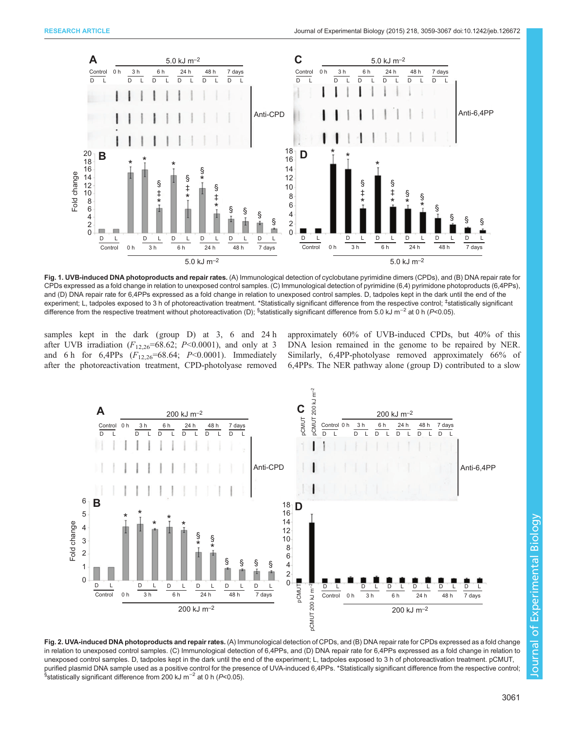**Fig. 1. UVB-induced DNA photoproducts and repair rates.** (A) Immunological detection of cyclobutane pyrimidine dimers (CPDs), and (B) DNA repair rate for CPDs expressed as a fold change in relation to unexposed control samples. (C) Immunological detection of pyrimidine (6,4) pyrimidone photoproducts (6,4PPs), and (D) DNA repair rate for 6,4PPs expressed as a fold change in relation to unexposed control samples. D, tadpoles kept in the dark until the end of the experiment; L, tadpoles exposed to 3 h of photoreactivation treatment. *Statistically significant difference from the respective control; ‡statistically significant difference from the respective treatment without photoreactivation (D); §statistically significant difference from 5.0 kJ m$^{-2}$ at 0 h ($P$<0.05).

samples kept in the dark (group D) at 3, 6 and 24 h after UVB irradiation ($F_{12,26}$=68.62; $P$<0.0001), and only at 3 and 6 h for 6,4PPs ($F_{12,26}$=68.64; $P$<0.0001). Immediately after the photoreactivation treatment, CPD-photolyase removed approximately 60% of UVB-induced CPDs, but 40% of this DNA lesion remained in the genome to be repaired by NER. Similarly, 6,4PP-photolyase removed approximately 66% of 6,4PPs. The NER pathway alone (group D) contributed to a slow

**Fig. 2. UVA-induced DNA photoproducts and repair rates.** (A) Immunological detection of CPDs, and (B) DNA repair rate for CPDs expressed as a fold change in relation to unexposed control samples. (C) Immunological detection of 6,4PPs, and (D) DNA repair rate for 6,4PPs expressed as a fold change in relation to unexposed control samples. D, tadpoles kept in the dark until the end of the experiment; L, tadpoles exposed to 3 h of photoreactivation treatment. pCMUT, purified plasmid DNA sample used as a positive control for the presence of UVA-induced 6,4PPs. *Statistically significant difference from the respective control; §statistically significant difference from 200 kJ m$^{-2}$ at 0 h ($P$<0.05).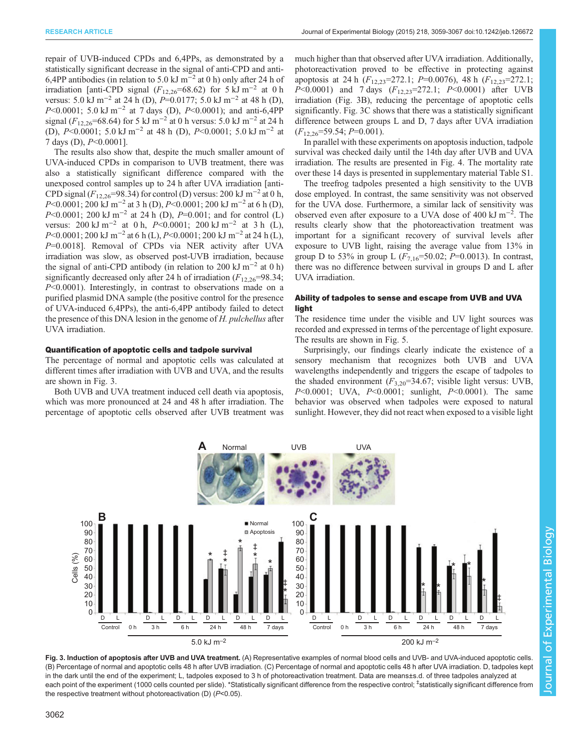repair of UVB-induced CPDs and 6,4PPs, as demonstrated by a statistically significant decrease in the signal of anti-CPD and anti-6,4PP antibodies (in relation to 5.0 kJ $m^{-2}$ at 0 h) only after 24 h of irradiation [anti-CPD signal ($F_{12,26}$=68.62) for 5 kJ $m^{-2}$ at 0 h versus: 5.0 kJ $m^{-2}$ at 24 h (D), $P$=0.0177; 5.0 kJ $m^{-2}$ at 48 h (D), $P$<0.0001; 5.0 kJ $m^{-2}$ at 7 days (D), $P$<0.0001); and anti-6,4PP signal ($F_{12,26}$=68.64) for 5 kJ $m^{-2}$ at 0 h versus: 5.0 kJ $m^{-2}$ at 24 h (D), $P$<0.0001; 5.0 kJ $m^{-2}$ at 48 h (D), $P$<0.0001; 5.0 kJ $m^{-2}$ at 7 days (D), $P$<0.0001].

The results also show that, despite the much smaller amount of UVA-induced CPDs in comparison to UVB treatment, there was also a statistically significant difference compared with the unexposed control samples up to 24 h after UVA irradiation [anti-CPD signal ($F_{12,26}$=98.34) for control (D) versus: 200 kJ $m^{-2}$ at 0 h, $P$<0.0001; 200 kJ $m^{-2}$ at 3 h (D), $P$<0.0001; 200 kJ $m^{-2}$ at 6 h (D), $P$<0.0001; 200 kJ $m^{-2}$ at 24 h (D), $P$=0.001; and for control (L) versus: 200 kJ $m^{-2}$ at 0 h, $P$<0.0001; 200 kJ $m^{-2}$ at 3 h (L), $P$<0.0001; 200 kJ $m^{-2}$ at 6 h (L), $P$<0.0001; 200 kJ $m^{-2}$ at 24 h (L), $P$=0.0018]. Removal of CPDs via NER activity after UVA irradiation was slow, as observed post-UVB irradiation, because the signal of anti-CPD antibody (in relation to 200 kJ $m^{-2}$ at 0 h) significantly decreased only after 24 h of irradiation ($F_{12,26}$=98.34; $P$<0.0001). Interestingly, in contrast to observations made on a purified plasmid DNA sample (the positive control for the presence of UVA-induced 6,4PPs), the anti-6,4PP antibody failed to detect the presence of this DNA lesion in the genome of *H. pulchellus* after UVA irradiation.

### Quantification of apoptotic cells and tadpole survival

The percentage of normal and apoptotic cells was calculated at different times after irradiation with UVB and UVA, and the results are shown in Fig. 3.

Both UVB and UVA treatment induced cell death via apoptosis, which was more pronounced at 24 and 48 h after irradiation. The percentage of apoptotic cells observed after UVB treatment was much higher than that observed after UVA irradiation. Additionally, photoreactivation proved to be effective in protecting against apoptosis at 24 h ($F_{12,23}$=272.1; $P$=0.0076), 48 h ($F_{12,23}$=272.1; $P$<0.0001) and 7 days ($F_{12,23}$=272.1; $P$<0.0001) after UVB irradiation (Fig. 3B), reducing the percentage of apoptotic cells significantly. Fig. 3C shows that there was a statistically significant difference between groups L and D, 7 days after UVA irradiation ($F_{12,26}$=59.54; $P$=0.001).

In parallel with these experiments on apoptosis induction, tadpole survival was checked daily until the 14th day after UVB and UVA irradiation. The results are presented in Fig. 4. The mortality rate over these 14 days is presented in supplementary material Table S1.

The treefrog tadpoles presented a high sensitivity to the UVB dose employed. In contrast, the same sensitivity was not observed for the UVA dose. Furthermore, a similar lack of sensitivity was observed even after exposure to a UVA dose of 400 kJ $m^{-2}$. The results clearly show that the photoreactivation treatment was important for a significant recovery of survival levels after exposure to UVB light, raising the average value from 13% in group D to 53% in group L ($F_{7,16}$=50.02; $P$=0.0013). In contrast, there was no difference between survival in groups D and L after UVA irradiation.

### Ability of tadpoles to sense and escape from UVB and UVA light

The residence time under the visible and UV light sources was recorded and expressed in terms of the percentage of light exposure. The results are shown in Fig. 5.

Surprisingly, our findings clearly indicate the existence of a sensory mechanism that recognizes both UVB and UVA wavelengths independently and triggers the escape of tadpoles to the shaded environment ($F_{3,20}$=34.67; visible light versus: UVB, $P$<0.0001; UVA, $P$<0.0001; sunlight, $P$<0.0001). The same behavior was observed when tadpoles were exposed to natural sunlight. However, they did not react when exposed to a visible light

**Fig. 3. Induction of apoptosis after UVB and UVA treatment.** (A) Representative examples of normal blood cells and UVB- and UVA-induced apoptotic cells. (B) Percentage of normal and apoptotic cells 48 h after UVB irradiation. (C) Percentage of normal and apoptotic cells 48 h after UVA irradiation. D, tadpoles kept in the dark until the end of the experiment; L, tadpoles exposed to 3 h of photoreactivation treatment. Data are means±s.d. of three tadpoles analyzed at each point of the experiment (1000 cells counted per slide). *Statistically significant difference from the respective control; ‡statistically significant difference from the respective treatment without photoreactivation (D) ($P$<0.05).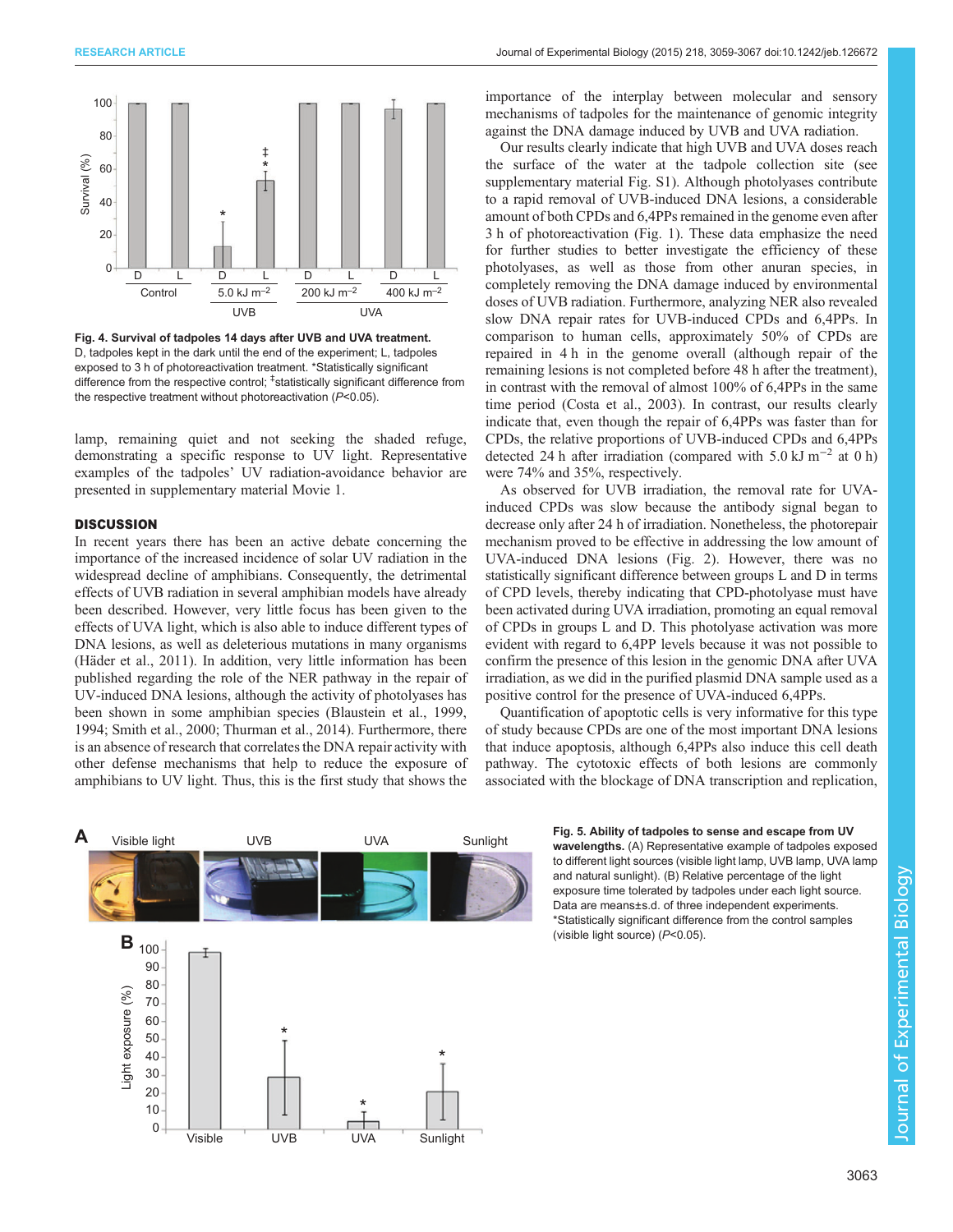**Fig. 4. Survival of tadpoles 14 days after UVB and UVA treatment.** D, tadpoles kept in the dark until the end of the experiment; L, tadpoles exposed to 3 h of photoreactivation treatment. *Statistically significant difference from the respective control; ‡statistically significant difference from the respective treatment without photoreactivation ($P$<0.05).

lamp, remaining quiet and not seeking the shaded refuge, demonstrating a specific response to UV light. Representative examples of the tadpoles' UV radiation-avoidance behavior are presented in supplementary material Movie 1.

## DISCUSSION

In recent years there has been an active debate concerning the importance of the increased incidence of solar UV radiation in the widespread decline of amphibians. Consequently, the detrimental effects of UVB radiation in several amphibian models have already been described. However, very little focus has been given to the effects of UVA light, which is also able to induce different types of DNA lesions, as well as deleterious mutations in many organisms (Häder et al., 2011). In addition, very little information has been published regarding the role of the NER pathway in the repair of UV-induced DNA lesions, although the activity of photolyases has been shown in some amphibian species (Blaustein et al., 1999, 1994; Smith et al., 2000; Thurman et al., 2014). Furthermore, there is an absence of research that correlates the DNA repair activity with other defense mechanisms that help to reduce the exposure of amphibians to UV light. Thus, this is the first study that shows the importance of the interplay between molecular and sensory mechanisms of tadpoles for the maintenance of genomic integrity against the DNA damage induced by UVB and UVA radiation.

Our results clearly indicate that high UVB and UVA doses reach the surface of the water at the tadpole collection site (see supplementary material Fig. S1). Although photolyases contribute to a rapid removal of UVB-induced DNA lesions, a considerable amount of both CPDs and 6,4PPs remained in the genome even after 3 h of photoreactivation (Fig. 1). These data emphasize the need for further studies to better investigate the efficiency of these photolyases, as well as those from other anuran species, in completely removing the DNA damage induced by environmental doses of UVB radiation. Furthermore, analyzing NER also revealed slow DNA repair rates for UVB-induced CPDs and 6,4PPs. In comparison to human cells, approximately 50% of CPDs are repaired in 4 h in the genome overall (although repair of the remaining lesions is not completed before 48 h after the treatment), in contrast with the removal of almost 100% of 6,4PPs in the same time period (Costa et al., 2003). In contrast, our results clearly indicate that, even though the repair of 6,4PPs was faster than for CPDs, the relative proportions of UVB-induced CPDs and 6,4PPs detected 24 h after irradiation (compared with 5.0 kJ $m^{-2}$ at 0 h) were 74% and 35%, respectively.

As observed for UVB irradiation, the removal rate for UVA-induced CPDs was slow because the antibody signal began to decrease only after 24 h of irradiation. Nonetheless, the photorepair mechanism proved to be effective in addressing the low amount of UVA-induced DNA lesions (Fig. 2). However, there was no statistically significant difference between groups L and D in terms of CPD levels, thereby indicating that CPD-photolyase must have been activated during UVA irradiation, promoting an equal removal of CPDs in groups L and D. This photolyase activation was more evident with regard to 6,4PP levels because it was not possible to confirm the presence of this lesion in the genomic DNA after UVA irradiation, as we did in the purified plasmid DNA sample used as a positive control for the presence of UVA-induced 6,4PPs.

Quantification of apoptotic cells is very informative for this type of study because CPDs are one of the most important DNA lesions that induce apoptosis, although 6,4PPs also induce this cell death pathway. The cytotoxic effects of both lesions are commonly associated with the blockage of DNA transcription and replication,

**Fig. 5. Ability of tadpoles to sense and escape from UV wavelengths.** (A) Representative example of tadpoles exposed to different light sources (visible light lamp, UVB lamp, UVA lamp and natural sunlight). (B) Relative percentage of the light exposure time tolerated by tadpoles under each light source. Data are means±s.d. of three independent experiments. *Statistically significant difference from the control samples (visible light source) ($P$<0.05).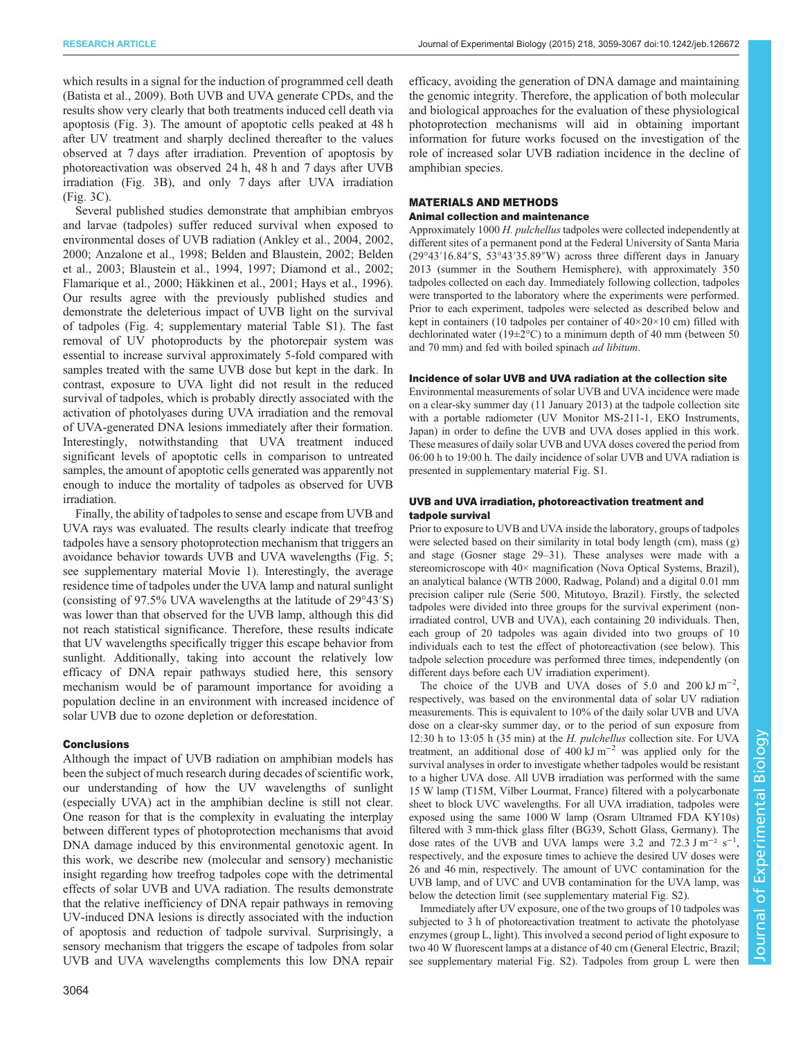which results in a signal for the induction of programmed cell death (Batista et al., 2009). Both UVB and UVA generate CPDs, and the results show very clearly that both treatments induced cell death via apoptosis (Fig. 3). The amount of apoptotic cells peaked at 48 h after UV treatment and sharply declined thereafter to the values observed at 7 days after irradiation. Prevention of apoptosis by photoreactivation was observed 24 h, 48 h and 7 days after UVB irradiation (Fig. 3B), and only 7 days after UVA irradiation (Fig. 3C).

Several published studies demonstrate that amphibian embryos and larvae (tadpoles) suffer reduced survival when exposed to environmental doses of UVB radiation (Ankley et al., 2004, 2002, 2000; Anzalone et al., 1998; Belden and Blaustein, 2002; Belden et al., 2003; Blaustein et al., 1994, 1997; Diamond et al., 2002; Flamarique et al., 2000; Häkkinen et al., 2001; Hays et al., 1996). Our results agree with the previously published studies and demonstrate the deleterious impact of UVB light on the survival of tadpoles (Fig. 4; supplementary material Table S1). The fast removal of UV photoproducts by the photorepair system was essential to increase survival approximately 5-fold compared with samples treated with the same UVB dose but kept in the dark. In contrast, exposure to UVA light did not result in the reduced survival of tadpoles, which is probably directly associated with the activation of photolyases during UVA irradiation and the removal of UVA-generated DNA lesions immediately after their formation. Interestingly, notwithstanding that UVA treatment induced significant levels of apoptotic cells in comparison to untreated samples, the amount of apoptotic cells generated was apparently not enough to induce the mortality of tadpoles as observed for UVB irradiation.

Finally, the ability of tadpoles to sense and escape from UVB and UVA rays was evaluated. The results clearly indicate that treefrog tadpoles have a sensory photoprotection mechanism that triggers an avoidance behavior towards UVB and UVA wavelengths (Fig. 5; see supplementary material Movie 1). Interestingly, the average residence time of tadpoles under the UVA lamp and natural sunlight (consisting of 97.5% UVA wavelengths at the latitude of 29°43′S) was lower than that observed for the UVB lamp, although this did not reach statistical significance. Therefore, these results indicate that UV wavelengths specifically trigger this escape behavior from sunlight. Additionally, taking into account the relatively low efficacy of DNA repair pathways studied here, this sensory mechanism would be of paramount importance for avoiding a population decline in an environment with increased incidence of solar UVB due to ozone depletion or deforestation.

### Conclusions

Although the impact of UVB radiation on amphibian models has been the subject of much research during decades of scientific work, our understanding of how the UV wavelengths of sunlight (especially UVA) act in the amphibian decline is still not clear. One reason for that is the complexity in evaluating the interplay between different types of photoprotection mechanisms that avoid DNA damage induced by this environmental genotoxic agent. In this work, we describe new (molecular and sensory) mechanistic insight regarding how treefrog tadpoles cope with the detrimental effects of solar UVB and UVA radiation. The results demonstrate that the relative inefficiency of DNA repair pathways in removing UV-induced DNA lesions is directly associated with the induction of apoptosis and reduction of tadpole survival. Surprisingly, a sensory mechanism that triggers the escape of tadpoles from solar UVB and UVA wavelengths complements this low DNA repair efficacy, avoiding the generation of DNA damage and maintaining the genomic integrity. Therefore, the application of both molecular and biological approaches for the evaluation of these physiological photoprotection mechanisms will aid in obtaining important information for future works focused on the investigation of the role of increased solar UVB radiation incidence in the decline of amphibian species.

## MATERIALS AND METHODS

### Animal collection and maintenance

Approximately 1000 *H. pulchellus* tadpoles were collected independently at different sites of a permanent pond at the Federal University of Santa Maria (29°43′16.84″S, 53°43′35.89″W) across three different days in January 2013 (summer in the Southern Hemisphere), with approximately 350 tadpoles collected on each day. Immediately following collection, tadpoles were transported to the laboratory where the experiments were performed. Prior to each experiment, tadpoles were selected as described below and kept in containers (10 tadpoles per container of 40×20×10 cm) filled with dechlorinated water (19±2°C) to a minimum depth of 40 mm (between 50 and 70 mm) and fed with boiled spinach *ad libitum*.

### Incidence of solar UVB and UVA radiation at the collection site

Environmental measurements of solar UVB and UVA incidence were made on a clear-sky summer day (11 January 2013) at the tadpole collection site with a portable radiometer (UV Monitor MS-211-1, EKO Instruments, Japan) in order to define the UVB and UVA doses applied in this work. These measures of daily solar UVB and UVA doses covered the period from 06:00 h to 19:00 h. The daily incidence of solar UVB and UVA radiation is presented in supplementary material Fig. S1.

### UVB and UVA irradiation, photoreactivation treatment and tadpole survival

Prior to exposure to UVB and UVA inside the laboratory, groups of tadpoles were selected based on their similarity in total body length (cm), mass (g) and stage (Gosner stage 29–31). These analyses were made with a stereomicroscope with 40× magnification (Nova Optical Systems, Brazil), an analytical balance (WTB 2000, Radwag, Poland) and a digital 0.01 mm precision caliper rule (Serie 500, Mitutoyo, Brazil). Firstly, the selected tadpoles were divided into three groups for the survival experiment (non-irradiated control, UVB and UVA), each containing 20 individuals. Then, each group of 20 tadpoles was again divided into two groups of 10 individuals each to test the effect of photoreactivation (see below). This tadpole selection procedure was performed three times, independently (on different days before each UV irradiation experiment).

The choice of the UVB and UVA doses of 5.0 and 200 kJ $m^{-2}$, respectively, was based on the environmental data of solar UV radiation measurements. This is equivalent to 10% of the daily solar UVB and UVA dose on a clear-sky summer day, or to the period of sun exposure from 12:30 h to 13:05 h (35 min) at the *H. pulchellus* collection site. For UVA treatment, an additional dose of 400 kJ $m^{-2}$ was applied only for the survival analyses in order to investigate whether tadpoles would be resistant to a higher UVA dose. All UVB irradiation was performed with the same 15 W lamp (T15M, Vilber Lourmat, France) filtered with a polycarbonate sheet to block UVC wavelengths. For all UVA irradiation, tadpoles were exposed using the same 1000 W lamp (Osram Ultramed FDA KY10s) filtered with 3 mm-thick glass filter (BG39, Schott Glass, Germany). The dose rates of the UVB and UVA lamps were 3.2 and 72.3 J $m^{-2}$ $s^{-1}$, respectively, and the exposure times to achieve the desired UV doses were 26 and 46 min, respectively. The amount of UVC contamination for the UVB lamp, and of UVC and UVB contamination for the UVA lamp, was below the detection limit (see supplementary material Fig. S2).

Immediately after UV exposure, one of the two groups of 10 tadpoles was subjected to 3 h of photoreactivation treatment to activate the photolyase enzymes (group L, light). This involved a second period of light exposure to two 40 W fluorescent lamps at a distance of 40 cm (General Electric, Brazil; see supplementary material Fig. S2). Tadpoles from group L were then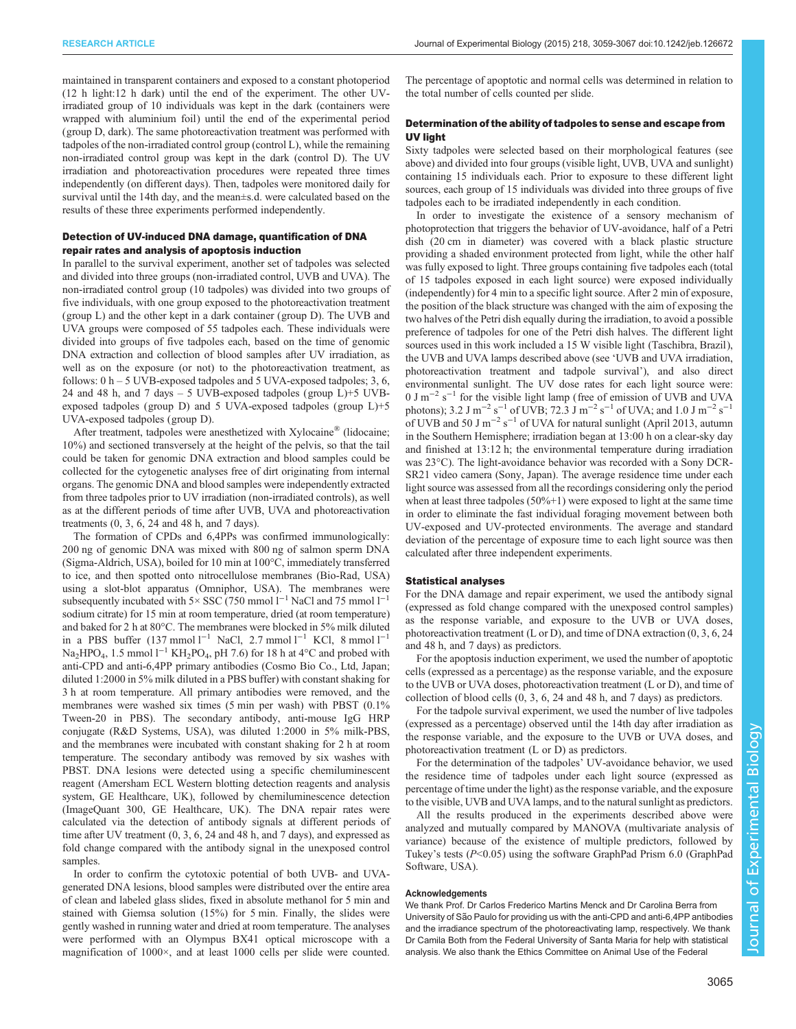maintained in transparent containers and exposed to a constant photoperiod (12 h light:12 h dark) until the end of the experiment. The other UV-irradiated group of 10 individuals was kept in the dark (containers were wrapped with aluminium foil) until the end of the experimental period (group D, dark). The same photoreactivation treatment was performed with tadpoles of the non-irradiated control group (control L), while the remaining non-irradiated control group was kept in the dark (control D). The UV irradiation and photoreactivation procedures were repeated three times independently (on different days). Then, tadpoles were monitored daily for survival until the 14th day, and the mean±s.d. were calculated based on the results of these three experiments performed independently.

### Detection of UV-induced DNA damage, quantification of DNA repair rates and analysis of apoptosis induction

In parallel to the survival experiment, another set of tadpoles was selected and divided into three groups (non-irradiated control, UVB and UVA). The non-irradiated control group (10 tadpoles) was divided into two groups of five individuals, with one group exposed to the photoreactivation treatment (group L) and the other kept in a dark container (group D). The UVB and UVA groups were composed of 55 tadpoles each. These individuals were divided into groups of five tadpoles each, based on the time of genomic DNA extraction and collection of blood samples after UV irradiation, as well as on the exposure (or not) to the photoreactivation treatment, as follows: 0 h – 5 UVB-exposed tadpoles and 5 UVA-exposed tadpoles; 3, 6, 24 and 48 h, and 7 days – 5 UVB-exposed tadpoles (group L)+5 UVB-exposed tadpoles (group D) and 5 UVA-exposed tadpoles (group L)+5 UVA-exposed tadpoles (group D).

After treatment, tadpoles were anesthetized with Xylocaine® (lidocaine; 10%) and sectioned transversely at the height of the pelvis, so that the tail could be taken for genomic DNA extraction and blood samples could be collected for the cytogenetic analyses free of dirt originating from internal organs. The genomic DNA and blood samples were independently extracted from three tadpoles prior to UV irradiation (non-irradiated controls), as well as at the different periods of time after UVB, UVA and photoreactivation treatments (0, 3, 6, 24 and 48 h, and 7 days).

The formation of CPDs and 6,4PPs was confirmed immunologically: 200 ng of genomic DNA was mixed with 800 ng of salmon sperm DNA (Sigma-Aldrich, USA), boiled for 10 min at 100°C, immediately transferred to ice, and then spotted onto nitrocellulose membranes (Bio-Rad, USA) using a slot-blot apparatus (Omniphor, USA). The membranes were subsequently incubated with 5× SSC (750 mmol $l^{-1}$ NaCl and 75 mmol $l^{-1}$ sodium citrate) for 15 min at room temperature, dried (at room temperature) and baked for 2 h at 80°C. The membranes were blocked in 5% milk diluted in a PBS buffer (137 mmol $l^{-1}$ NaCl, 2.7 mmol $l^{-1}$ KCl, 8 mmol $l^{-1}$ $Na_2HPO_4$, 1.5 mmol $l^{-1}$ $KH_2PO_4$, pH 7.6) for 18 h at 4°C and probed with anti-CPD and anti-6,4PP primary antibodies (Cosmo Bio Co., Ltd, Japan; diluted 1:2000 in 5% milk diluted in a PBS buffer) with constant shaking for 3 h at room temperature. All primary antibodies were removed, and the membranes were washed six times (5 min per wash) with PBST (0.1% Tween-20 in PBS). The secondary antibody, anti-mouse IgG HRP conjugate (R&D Systems, USA), was diluted 1:2000 in 5% milk-PBS, and the membranes were incubated with constant shaking for 2 h at room temperature. The secondary antibody was removed by six washes with PBST. DNA lesions were detected using a specific chemiluminescent reagent (Amersham ECL Western blotting detection reagents and analysis system, GE Healthcare, UK), followed by chemiluminescence detection (ImageQuant 300, GE Healthcare, UK). The DNA repair rates were calculated via the detection of antibody signals at different periods of time after UV treatment (0, 3, 6, 24 and 48 h, and 7 days), and expressed as fold change compared with the antibody signal in the unexposed control samples.

In order to confirm the cytotoxic potential of both UVB- and UVA-generated DNA lesions, blood samples were distributed over the entire area of clean and labeled glass slides, fixed in absolute methanol for 5 min and stained with Giemsa solution (15%) for 5 min. Finally, the slides were gently washed in running water and dried at room temperature. The analyses were performed with an Olympus BX41 optical microscope with a magnification of 1000×, and at least 1000 cells per slide were counted. The percentage of apoptotic and normal cells was determined in relation to the total number of cells counted per slide.

### Determination of the ability of tadpoles to sense and escape from UV light

Sixty tadpoles were selected based on their morphological features (see above) and divided into four groups (visible light, UVB, UVA and sunlight) containing 15 individuals each. Prior to exposure to these different light sources, each group of 15 individuals was divided into three groups of five tadpoles each to be irradiated independently in each condition.

In order to investigate the existence of a sensory mechanism of photoprotection that triggers the behavior of UV-avoidance, half of a Petri dish (20 cm in diameter) was covered with a black plastic structure providing a shaded environment protected from light, while the other half was fully exposed to light. Three groups containing five tadpoles each (total of 15 tadpoles exposed in each light source) were exposed individually (independently) for 4 min to a specific light source. After 2 min of exposure, the position of the black structure was changed with the aim of exposing the two halves of the Petri dish equally during the irradiation, to avoid a possible preference of tadpoles for one of the Petri dish halves. The different light sources used in this work included a 15 W visible light (Taschibra, Brazil), the UVB and UVA lamps described above (see 'UVB and UVA irradiation, photoreactivation treatment and tadpole survival'), and also direct environmental sunlight. The UV dose rates for each light source were: 0 J $m^{-2}$ $s^{-1}$ for the visible light lamp (free of emission of UVB and UVA photons); 3.2 J $m^{-2}$ $s^{-1}$ of UVB; 72.3 J $m^{-2}$ $s^{-1}$ of UVA; and 1.0 J $m^{-2}$ $s^{-1}$ of UVB and 50 J $m^{-2}$ $s^{-1}$ of UVA for natural sunlight (April 2013, autumn in the Southern Hemisphere; irradiation began at 13:00 h on a clear-sky day and finished at 13:12 h; the environmental temperature during irradiation was 23°C). The light-avoidance behavior was recorded with a Sony DCR-SR21 video camera (Sony, Japan). The average residence time under each light source was assessed from all the recordings considering only the period when at least three tadpoles (50%+1) were exposed to light at the same time in order to eliminate the fast individual foraging movement between both UV-exposed and UV-protected environments. The average and standard deviation of the percentage of exposure time to each light source was then calculated after three independent experiments.

### Statistical analyses

For the DNA damage and repair experiment, we used the antibody signal (expressed as fold change compared with the unexposed control samples) as the response variable, and exposure to the UVB or UVA doses, photoreactivation treatment (L or D), and time of DNA extraction (0, 3, 6, 24 and 48 h, and 7 days) as predictors.

For the apoptosis induction experiment, we used the number of apoptotic cells (expressed as a percentage) as the response variable, and the exposure to the UVB or UVA doses, photoreactivation treatment (L or D), and time of collection of blood cells (0, 3, 6, 24 and 48 h, and 7 days) as predictors.

For the tadpole survival experiment, we used the number of live tadpoles (expressed as a percentage) observed until the 14th day after irradiation as the response variable, and the exposure to the UVB or UVA doses, and photoreactivation treatment (L or D) as predictors.

For the determination of the tadpoles' UV-avoidance behavior, we used the residence time of tadpoles under each light source (expressed as percentage of time under the light) as the response variable, and the exposure to the visible, UVB and UVA lamps, and to the natural sunlight as predictors.

All the results produced in the experiments described above were analyzed and mutually compared by MANOVA (multivariate analysis of variance) because of the existence of multiple predictors, followed by Tukey's tests ($P<0.05$) using the software GraphPad Prism 6.0 (GraphPad Software, USA).

#### Acknowledgements

We thank Prof. Dr Carlos Frederico Martins Menck and Dr Carolina Berra from University of São Paulo for providing us with the anti-CPD and anti-6,4PP antibodies and the irradiance spectrum of the photoreactivating lamp, respectively. We thank Dr Camila Both from the Federal University of Santa Maria for help with statistical analysis. We also thank the Ethics Committee on Animal Use of the Federal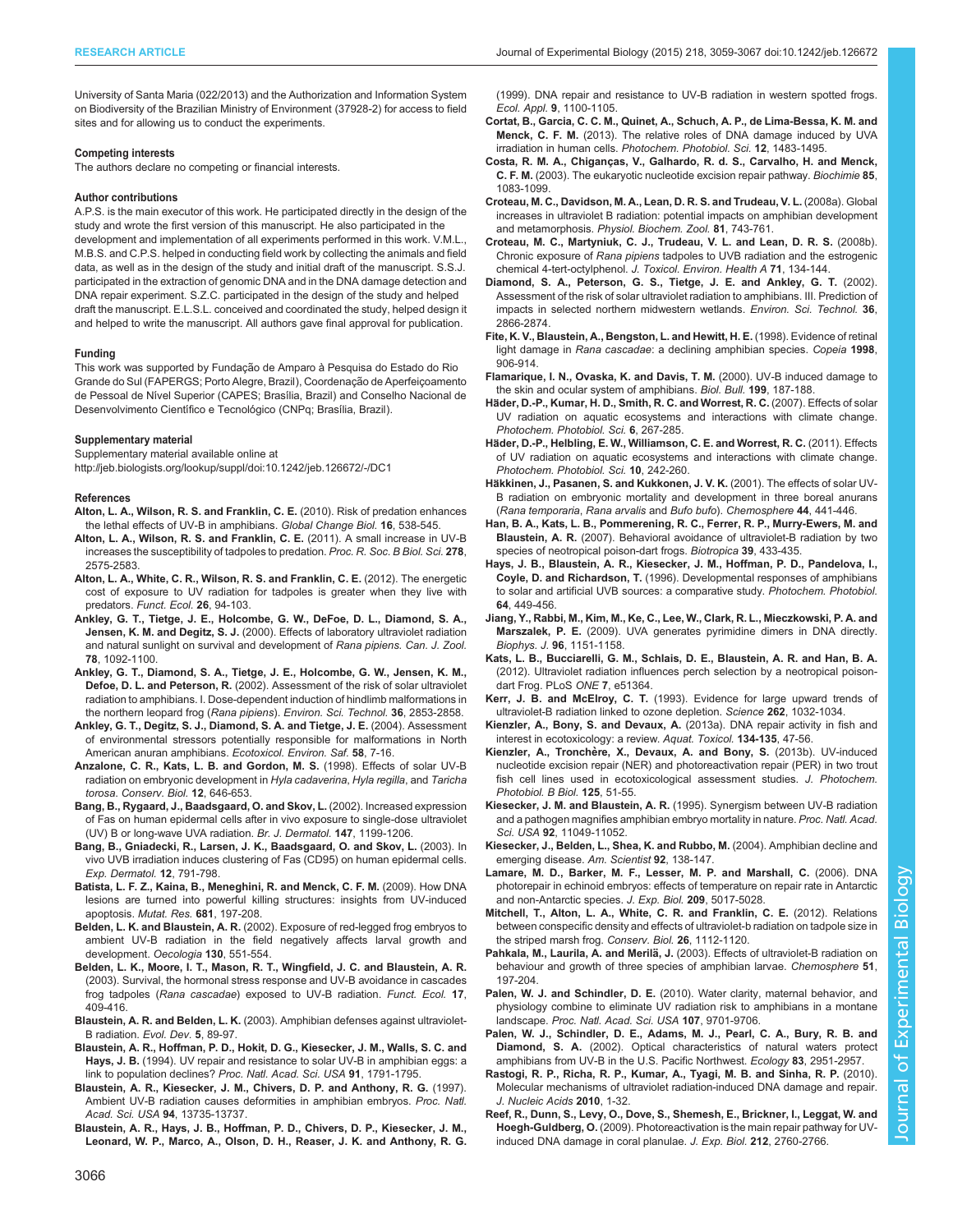University of Santa Maria (022/2013) and the Authorization and Information System on Biodiversity of the Brazilian Ministry of Environment (37928-2) for access to field sites and for allowing us to conduct the experiments.

#### Competing interests

The authors declare no competing or financial interests.

#### Author contributions

A.P.S. is the main executor of this work. He participated directly in the design of the study and wrote the first version of this manuscript. He also participated in the development and implementation of all experiments performed in this work. V.M.L., M.B.S. and C.P.S. helped in conducting field work by collecting the animals and field data, as well as in the design of the study and initial draft of the manuscript. S.S.J. participated in the extraction of genomic DNA and in the DNA damage detection and DNA repair experiment. S.Z.C. participated in the design of the study and helped draft the manuscript. E.L.S.L. conceived and coordinated the study, helped design it and helped to write the manuscript. All authors gave final approval for publication.

#### Funding

This work was supported by Fundação de Amparo à Pesquisa do Estado do Rio Grande do Sul (FAPERGS; Porto Alegre, Brazil), Coordenação de Aperfeiçoamento de Pessoal de Nível Superior (CAPES; Brasília, Brazil) and Conselho Nacional de Desenvolvimento Científico e Tecnológico (CNPq; Brasília, Brazil).

#### Supplementary material

Supplementary material available online at http://jeb.biologists.org/lookup/suppl/doi:10.1242/jeb.126672/-/DC1

#### References

**Alton, L. A., Wilson, R. S. and Franklin, C. E.** (2010). Risk of predation enhances the lethal effects of UV-B in amphibians. *Global Change Biol.* **16**, 538-545.

**Alton, L. A., Wilson, R. S. and Franklin, C. E.** (2011). A small increase in UV-B increases the susceptibility of tadpoles to predation. *Proc. R. Soc. B Biol. Sci.* **278**, 2575-2583.

**Alton, L. A., White, C. R., Wilson, R. S. and Franklin, C. E.** (2012). The energetic cost of exposure to UV radiation for tadpoles is greater when they live with predators. *Funct. Ecol.* **26**, 94-103.

**Ankley, G. T., Tietge, J. E., Holcombe, G. W., DeFoe, D. L., Diamond, S. A., Jensen, K. M. and Degitz, S. J.** (2000). Effects of laboratory ultraviolet radiation and natural sunlight on survival and development of *Rana pipiens*. *Can. J. Zool.* **78**, 1092-1100.

**Ankley, G. T., Diamond, S. A., Tietge, J. E., Holcombe, G. W., Jensen, K. M., Defoe, D. L. and Peterson, R.** (2002). Assessment of the risk of solar ultraviolet radiation to amphibians. I. Dose-dependent induction of hindlimb malformations in the northern leopard frog (*Rana pipiens*). *Environ. Sci. Technol.* **36**, 2853-2858.

**Ankley, G. T., Degitz, S. J., Diamond, S. A. and Tietge, J. E.** (2004). Assessment of environmental stressors potentially responsible for malformations in North American anuran amphibians. *Ecotoxicol. Environ. Saf.* **58**, 7-16.

**Anzalone, C. R., Kats, L. B. and Gordon, M. S.** (1998). Effects of solar UV-B radiation on embryonic development in *Hyla cadaverina*, *Hyla regilla*, and *Taricha torosa*. *Conserv. Biol.* **12**, 646-653.

**Bang, B., Rygaard, J., Baadsgaard, O. and Skov, L.** (2002). Increased expression of Fas on human epidermal cells after in vivo exposure to single-dose ultraviolet (UV) B or long-wave UVA radiation. *Br. J. Dermatol.* **147**, 1199-1206.

**Bang, B., Gniadecki, R., Larsen, J. K., Baadsgaard, O. and Skov, L.** (2003). In vivo UVB irradiation induces clustering of Fas (CD95) on human epidermal cells. *Exp. Dermatol.* **12**, 791-798.

**Batista, L. F. Z., Kaina, B., Meneghini, R. and Menck, C. F. M.** (2009). How DNA lesions are turned into powerful killing structures: insights from UV-induced apoptosis. *Mutat. Res.* **681**, 197-208.

**Belden, L. K. and Blaustein, A. R.** (2002). Exposure of red-legged frog embryos to ambient UV-B radiation in the field negatively affects larval growth and development. *Oecologia* **130**, 551-554.

**Belden, L. K., Moore, I. T., Mason, R. T., Wingfield, J. C. and Blaustein, A. R.** (2003). Survival, the hormonal stress response and UV-B avoidance in cascades frog tadpoles (*Rana cascadae*) exposed to UV-B radiation. *Funct. Ecol.* **17**, 409-416.

**Blaustein, A. R. and Belden, L. K.** (2003). Amphibian defenses against ultraviolet-B radiation. *Evol. Dev.* **5**, 89-97.

**Blaustein, A. R., Hoffman, P. D., Hokit, D. G., Kiesecker, J. M., Walls, S. C. and Hays, J. B.** (1994). UV repair and resistance to solar UV-B in amphibian eggs: a link to population declines? *Proc. Natl. Acad. Sci. USA* **91**, 1791-1795.

**Blaustein, A. R., Kiesecker, J. M., Chivers, D. P. and Anthony, R. G.** (1997). Ambient UV-B radiation causes deformities in amphibian embryos. *Proc. Natl. Acad. Sci. USA* **94**, 13735-13737.

**Blaustein, A. R., Hays, J. B., Hoffman, P. D., Chivers, D. P., Kiesecker, J. M., Leonard, W. P., Marco, A., Olson, D. H., Reaser, J. K. and Anthony, R. G.** (1999). DNA repair and resistance to UV-B radiation in western spotted frogs. *Ecol. Appl.* **9**, 1100-1105.

**Cortat, B., Garcia, C. C. M., Quinet, A., Schuch, A. P., de Lima-Bessa, K. M. and Menck, C. F. M.** (2013). The relative roles of DNA damage induced by UVA irradiation in human cells. *Photochem. Photobiol. Sci.* **12**, 1483-1495.

**Costa, R. M. A., Chigança, V., Galhardo, R. d. S., Carvalho, H. and Menck, C. F. M.** (2003). The eukaryotic nucleotide excision repair pathway. *Biochimie* **85**, 1083-1099.

**Croteau, M. C., Davidson, M. A., Lean, D. R. S. and Trudeau, V. L.** (2008a). Global increases in ultraviolet B radiation: potential impacts on amphibian development and metamorphosis. *Physiol. Biochem. Zool.* **81**, 743-761.

**Croteau, M. C., Martyniuk, C. J., Trudeau, V. L. and Lean, D. R. S.** (2008b). Chronic exposure of *Rana pipiens* tadpoles to UVB radiation and the estrogenic chemical 4-tert-octylphenol. *J. Toxicol. Environ. Health A* **71**, 134-144.

**Diamond, S. A., Peterson, G. S., Tietge, J. E. and Ankley, G. T.** (2002). Assessment of the risk of solar ultraviolet radiation to amphibians. III. Prediction of impacts in selected northern midwestern wetlands. *Environ. Sci. Technol.* **36**, 2866-2874.

**Fite, K. V., Blaustein, A., Bengston, L. and Hewitt, H. E.** (1998). Evidence of retinal light damage in *Rana cascadae*: a declining amphibian species. *Copeia* **1998**, 906-914.

**Flamarique, I. N., Ovaska, K. and Davis, T. M.** (2000). UV-B induced damage to the skin and ocular system of amphibians. *Biol. Bull.* **199**, 187-188.

**Häder, D.-P., Kumar, H. D., Smith, R. C. and Worrest, R. C.** (2007). Effects of solar UV radiation on aquatic ecosystems and interactions with climate change. *Photochem. Photobiol. Sci.* **6**, 267-285.

**Häder, D.-P., Helbling, E. W., Williamson, C. E. and Worrest, R. C.** (2011). Effects of UV radiation on aquatic ecosystems and interactions with climate change. *Photochem. Photobiol. Sci.* **10**, 242-260.

**Häkkinen, J., Pasanen, S. and Kukkonen, J. V. K.** (2001). The effects of solar UV-B radiation on embryonic mortality and development in three boreal anurans (*Rana temporaria*, *Rana arvalis* and *Bufo bufo*). *Chemosphere* **44**, 441-446.

**Han, B. A., Kats, L. B., Pommerening, R. C., Ferrer, R. P., Murry-Ewers, M. and Blaustein, A. R.** (2007). Behavioral avoidance of ultraviolet-B radiation by two species of neotropical poison-dart frogs. *Biotropica* **39**, 433-435.

**Hays, J. B., Blaustein, A. R., Kiesecker, J. M., Hoffman, P. D., Pandelova, I., Coyle, D. and Richardson, T.** (1996). Developmental responses of amphibians to solar and artificial UVB sources: a comparative study. *Photochem. Photobiol.* **64**, 449-456.

**Jiang, Y., Rabbi, M., Kim, M., Ke, C., Lee, W., Clark, R. L., Mieczkowski, P. A. and Marszalek, P. E.** (2009). UVA generates pyrimidine dimers in DNA directly. *Biophys. J.* **96**, 1151-1158.

**Kats, L. B., Bucciarelli, G. M., Schlais, D. E., Blaustein, A. R. and Han, B. A.** (2012). Ultraviolet radiation influences perch selection by a neotropical poison-dart Frog. PLoS *ONE* **7**, e51364.

**Kerr, J. B. and McElroy, C. T.** (1993). Evidence for large upward trends of ultraviolet-B radiation linked to ozone depletion. *Science* **262**, 1032-1034.

**Kienzler, A., Bony, S. and Devaux, A.** (2013a). DNA repair activity in fish and interest in ecotoxicology: a review. *Aquat. Toxicol.* **134-135**, 47-56.

**Kienzler, A., Tronchère, X., Devaux, A. and Bony, S.** (2013b). UV-induced nucleotide excision repair (NER) and photoreactivation repair (PER) in two trout fish cell lines used in ecotoxicological assessment studies. *J. Photochem. Photobiol. B Biol.* **125**, 51-55.

**Kiesecker, J. M. and Blaustein, A. R.** (1995). Synergism between UV-B radiation and a pathogen magnifies amphibian embryo mortality in nature. *Proc. Natl. Acad. Sci. USA* **92**, 11049-11052.

**Kiesecker, J., Belden, L., Shea, K. and Rubbo, M.** (2004). Amphibian decline and emerging disease. *Am. Scientist* **92**, 138-147.

**Lamare, M. D., Barker, M. F., Lesser, M. P. and Marshall, C.** (2006). DNA photorepair in echinoid embryos: effects of temperature on repair rate in Antarctic and non-Antarctic species. *J. Exp. Biol.* **209**, 5017-5028.

**Mitchell, T., Alton, L. A., White, C. R. and Franklin, C. E.** (2012). Relations between conspecific density and effects of ultraviolet-b radiation on tadpole size in the striped marsh frog. *Conserv. Biol.* **26**, 1112-1120.

**Pahkala, M., Laurila, A. and Merilä, J.** (2003). Effects of ultraviolet-B radiation on behaviour and growth of three species of amphibian larvae. *Chemosphere* **51**, 197-204.

**Palen, W. J. and Schindler, D. E.** (2010). Water clarity, maternal behavior, and physiology combine to eliminate UV radiation risk to amphibians in a montane landscape. *Proc. Natl. Acad. Sci. USA* **107**, 9701-9706.

**Palen, W. J., Schindler, D. E., Adams, M. J., Pearl, C. A., Bury, R. B. and Diamond, S. A.** (2002). Optical characteristics of natural waters protect amphibians from UV-B in the U.S. Pacific Northwest. *Ecology* **83**, 2951-2957.

**Rastogi, R. P., Richa, R. P., Kumar, A., Tyagi, M. B. and Sinha, R. P.** (2010). Molecular mechanisms of ultraviolet radiation-induced DNA damage and repair. *J. Nucleic Acids* **2010**, 1-32.

**Reef, R., Dunn, S., Levy, O., Dove, S., Shemesh, E., Brickner, I., Leggat, W. and Hoegh-Guldberg, O.** (2009). Photoreactivation is the main repair pathway for UV-induced DNA damage in coral planulae. *J. Exp. Biol.* **212**, 2760-2766.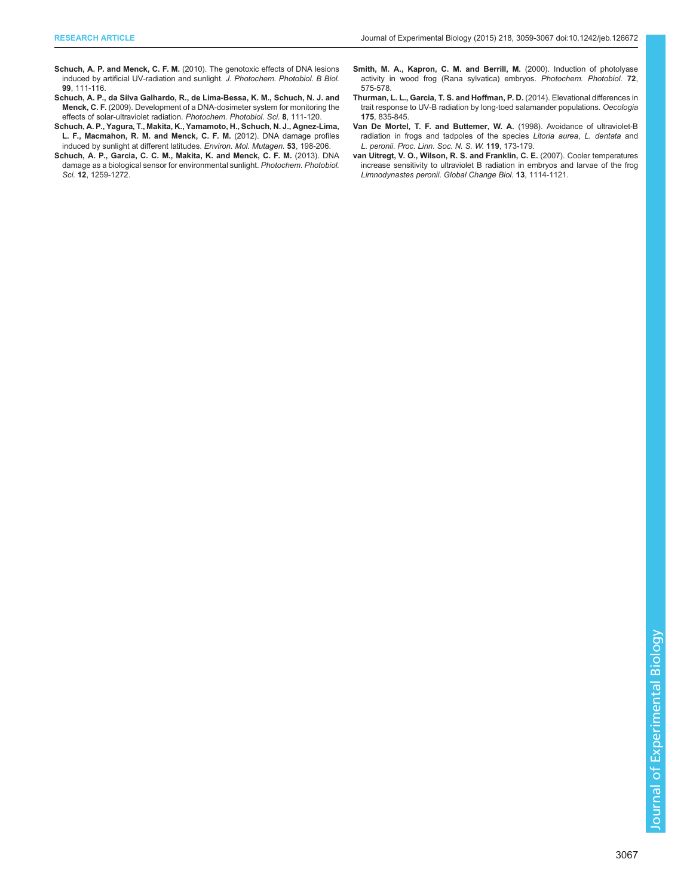**Schuch, A. P. and Menck, C. F. M.** (2010). The genotoxic effects of DNA lesions induced by artificial UV-radiation and sunlight. *J. Photochem. Photobiol. B Biol.* **99**, 111-116.

**Schuch, A. P., da Silva Galhardo, R., de Lima-Bessa, K. M., Schuch, N. J. and Menck, C. F.** (2009). Development of a DNA-dosimeter system for monitoring the effects of solar-ultraviolet radiation. *Photochem. Photobiol. Sci.* **8**, 111-120.

**Schuch, A. P., Yagura, T., Makita, K., Yamamoto, H., Schuch, N. J., Agnez-Lima, L. F., Macmahon, R. M. and Menck, C. F. M.** (2012). DNA damage profiles induced by sunlight at different latitudes. *Environ. Mol. Mutagen.* **53**, 198-206.

**Schuch, A. P., Garcia, C. C. M., Makita, K. and Menck, C. F. M.** (2013). DNA damage as a biological sensor for environmental sunlight. *Photochem. Photobiol. Sci.* **12**, 1259-1272.

**Smith, M. A., Kapron, C. M. and Berrill, M.** (2000). Induction of photolyase activity in wood frog (Rana sylvatica) embryos. *Photochem. Photobiol.* **72**, 575-578.

**Thurman, L. L., Garcia, T. S. and Hoffman, P. D.** (2014). Elevational differences in trait response to UV-B radiation by long-toed salamander populations. *Oecologia* **175**, 835-845.

**Van De Mortel, T. F. and Buttemer, W. A.** (1998). Avoidance of ultraviolet-B radiation in frogs and tadpoles of the species *Litoria aurea*, *L. dentata* and *L. peronii*. *Proc. Linn. Soc. N. S. W.* **119**, 173-179.

**van Uitregt, V. O., Wilson, R. S. and Franklin, C. E.** (2007). Cooler temperatures increase sensitivity to ultraviolet B radiation in embryos and larvae of the frog *Limnodynastes peronii*. *Global Change Biol.* **13**, 1114-1121.